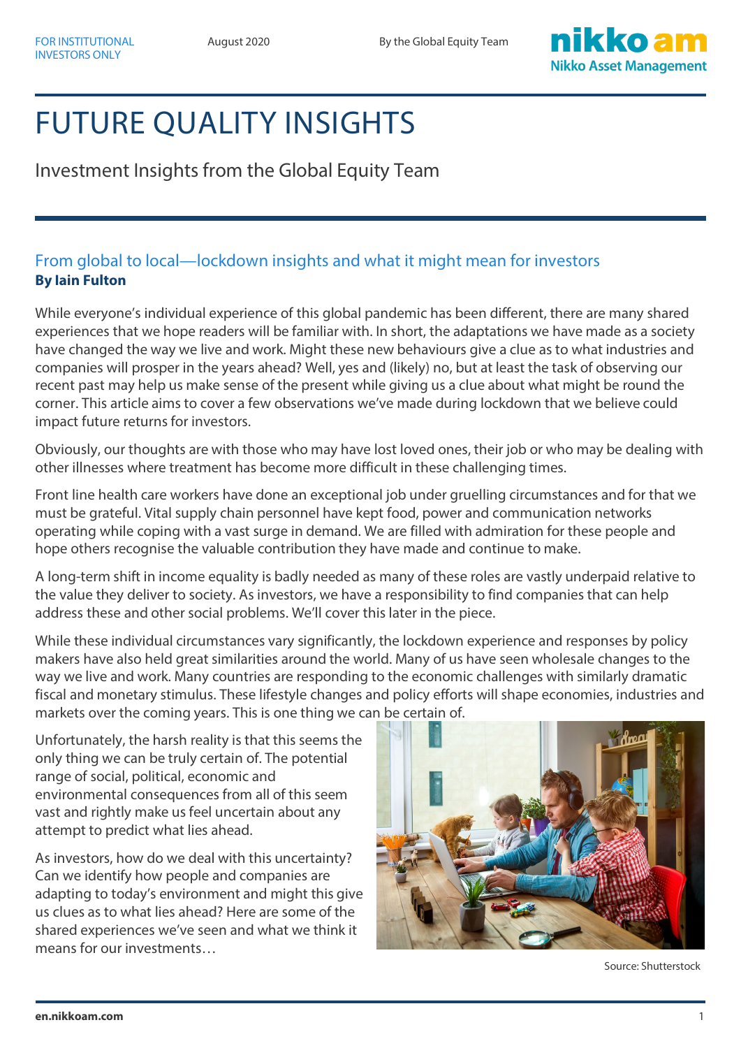FOR INSTITUTIONAL INVESTORS ONLY

August 2020

By the Global Equity Team

# FUTURE QUALITY INSIGHTS

Investment Insights from the Global Equity Team

## From global to local—lockdown insights and what it might mean for investors

**By Iain Fulton**

While everyone's individual experience of this global pandemic has been different, there are many shared experiences that we hope readers will be familiar with. In short, the adaptations we have made as a society have changed the way we live and work. Might these new behaviours give a clue as to what industries and companies will prosper in the years ahead? Well, yes and (likely) no, but at least the task of observing our recent past may help us make sense of the present while giving us a clue about what might be round the corner. This article aims to cover a few observations we've made during lockdown that we believe could impact future returns for investors.

Obviously, our thoughts are with those who may have lost loved ones, their job or who may be dealing with other illnesses where treatment has become more difficult in these challenging times.

Front line health care workers have done an exceptional job under gruelling circumstances and for that we must be grateful. Vital supply chain personnel have kept food, power and communication networks operating while coping with a vast surge in demand. We are filled with admiration for these people and hope others recognise the valuable contribution they have made and continue to make.

A long-term shift in income equality is badly needed as many of these roles are vastly underpaid relative to the value they deliver to society. As investors, we have a responsibility to find companies that can help address these and other social problems. We'll cover this later in the piece.

While these individual circumstances vary significantly, the lockdown experience and responses by policy makers have also held great similarities around the world. Many of us have seen wholesale changes to the way we live and work. Many countries are responding to the economic challenges with similarly dramatic fiscal and monetary stimulus. These lifestyle changes and policy efforts will shape economies, industries and markets over the coming years. This is one thing we can be certain of.

Unfortunately, the harsh reality is that this seems the only thing we can be truly certain of. The potential range of social, political, economic and environmental consequences from all of this seem vast and rightly make us feel uncertain about any attempt to predict what lies ahead.

As investors, how do we deal with this uncertainty? Can we identify how people and companies are adapting to today's environment and might this give us clues as to what lies ahead? Here are some of the shared experiences we've seen and what we think it means for our investments…

Source: Shutterstock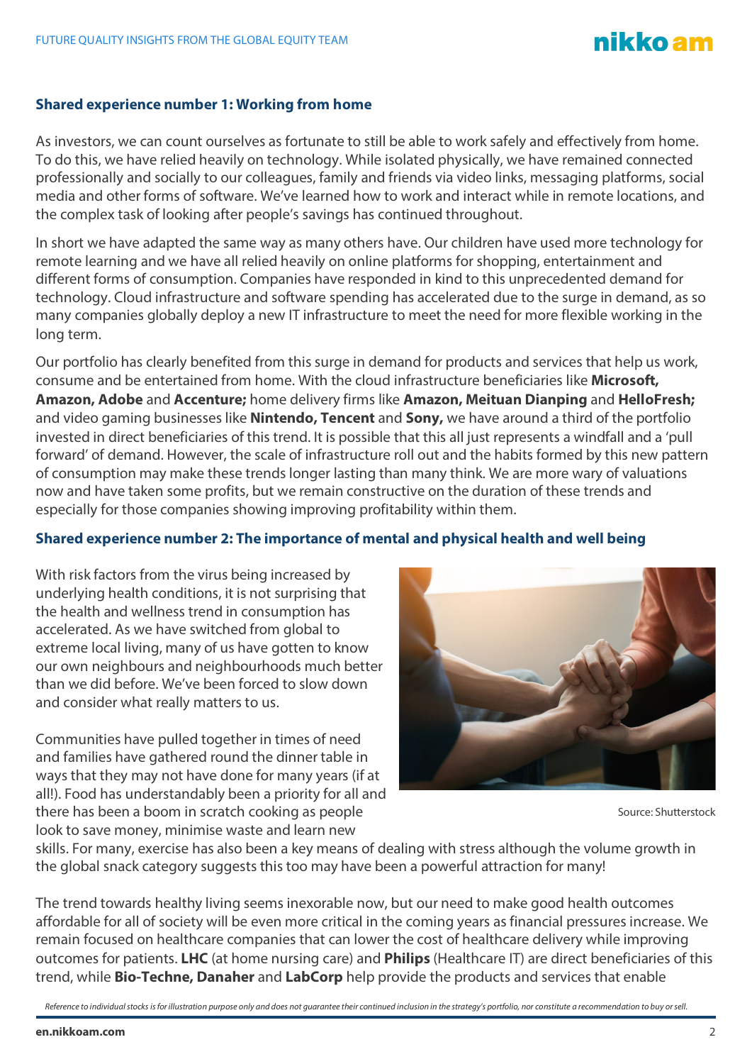### Shared experience number 1: Working from home

As investors, we can count ourselves as fortunate to still be able to work safely and effectively from home. To do this, we have relied heavily on technology. While isolated physically, we have remained connected professionally and socially to our colleagues, family and friends via video links, messaging platforms, social media and other forms of software. We've learned how to work and interact while in remote locations, and the complex task of looking after people's savings has continued throughout.

In short we have adapted the same way as many others have. Our children have used more technology for remote learning and we have all relied heavily on online platforms for shopping, entertainment and different forms of consumption. Companies have responded in kind to this unprecedented demand for technology. Cloud infrastructure and software spending has accelerated due to the surge in demand, as so many companies globally deploy a new IT infrastructure to meet the need for more flexible working in the long term.

Our portfolio has clearly benefited from this surge in demand for products and services that help us work, consume and be entertained from home. With the cloud infrastructure beneficiaries like **Microsoft, Amazon, Adobe** and **Accenture;** home delivery firms like **Amazon, Meituan Dianping** and **HelloFresh;** and video gaming businesses like **Nintendo, Tencent** and **Sony,** we have around a third of the portfolio invested in direct beneficiaries of this trend. It is possible that this all just represents a windfall and a 'pull forward' of demand. However, the scale of infrastructure roll out and the habits formed by this new pattern of consumption may make these trends longer lasting than many think. We are more wary of valuations now and have taken some profits, but we remain constructive on the duration of these trends and especially for those companies showing improving profitability within them.

### Shared experience number 2: The importance of mental and physical health and well being

With risk factors from the virus being increased by underlying health conditions, it is not surprising that the health and wellness trend in consumption has accelerated. As we have switched from global to extreme local living, many of us have gotten to know our own neighbours and neighbourhoods much better than we did before. We've been forced to slow down and consider what really matters to us.

Source: Shutterstock

Communities have pulled together in times of need and families have gathered round the dinner table in ways that they may not have done for many years (if at all!). Food has understandably been a priority for all and there has been a boom in scratch cooking as people look to save money, minimise waste and learn new skills. For many, exercise has also been a key means of dealing with stress although the volume growth in the global snack category suggests this too may have been a powerful attraction for many!

The trend towards healthy living seems inexorable now, but our need to make good health outcomes affordable for all of society will be even more critical in the coming years as financial pressures increase. We remain focused on healthcare companies that can lower the cost of healthcare delivery while improving outcomes for patients. **LHC** (at home nursing care) and **Philips** (Healthcare IT) are direct beneficiaries of this trend, while **Bio-Techne, Danaher** and **LabCorp** help provide the products and services that enable

*Reference to individual stocks is for illustration purpose only and does not guarantee their continued inclusion in the strategy's portfolio, nor constitute a recommendation to buy or sell.*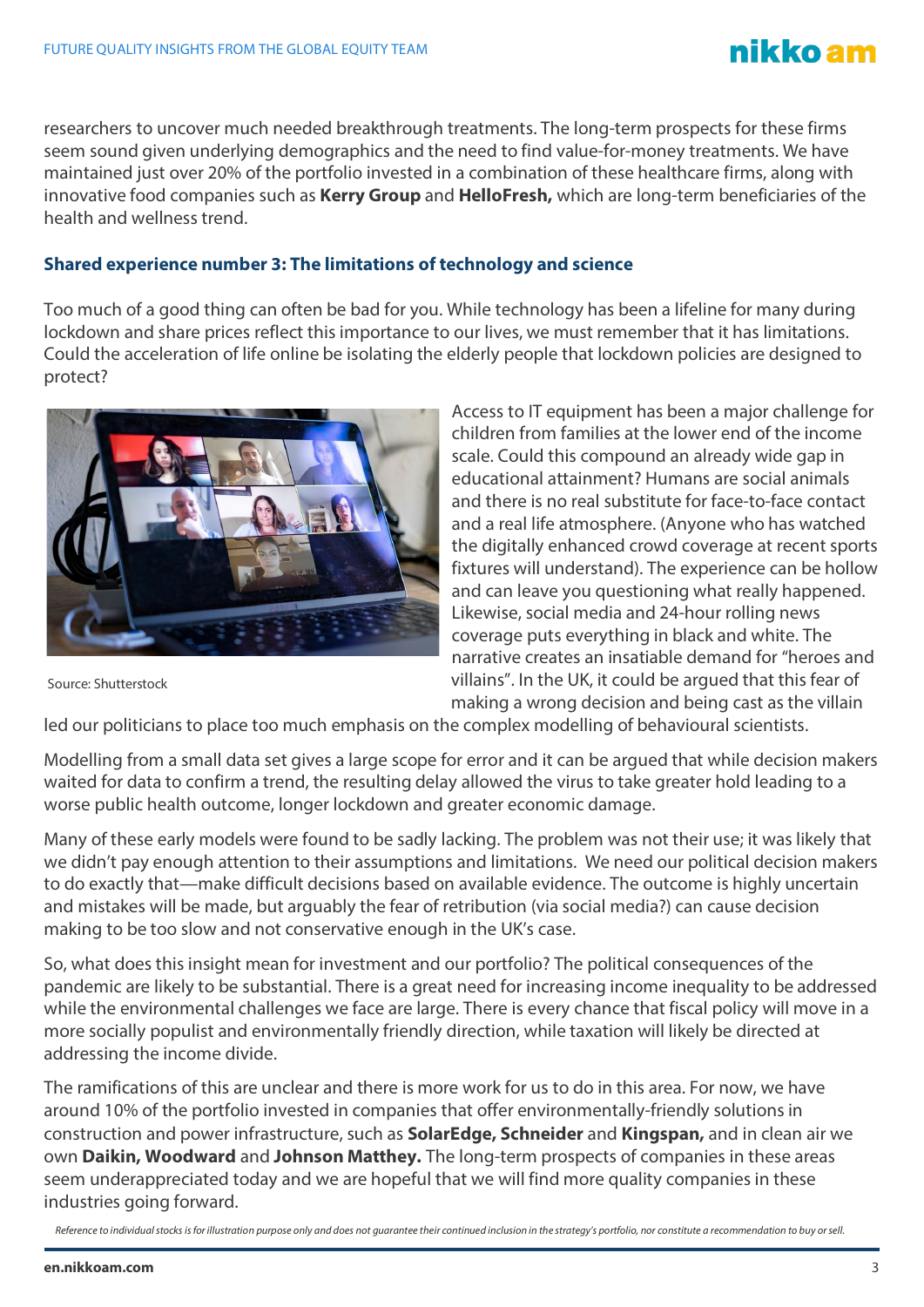researchers to uncover much needed breakthrough treatments. The long-term prospects for these firms seem sound given underlying demographics and the need to find value-for-money treatments. We have maintained just over 20% of the portfolio invested in a combination of these healthcare firms, along with innovative food companies such as **Kerry Group** and **HelloFresh,** which are long-term beneficiaries of the health and wellness trend.

### Shared experience number 3: The limitations of technology and science

Too much of a good thing can often be bad for you. While technology has been a lifeline for many during lockdown and share prices reflect this importance to our lives, we must remember that it has limitations. Could the acceleration of life online be isolating the elderly people that lockdown policies are designed to protect?

Source: Shutterstock

Access to IT equipment has been a major challenge for children from families at the lower end of the income scale. Could this compound an already wide gap in educational attainment? Humans are social animals and there is no real substitute for face-to-face contact and a real life atmosphere. (Anyone who has watched the digitally enhanced crowd coverage at recent sports fixtures will understand). The experience can be hollow and can leave you questioning what really happened. Likewise, social media and 24-hour rolling news coverage puts everything in black and white. The narrative creates an insatiable demand for "heroes and villains". In the UK, it could be argued that this fear of making a wrong decision and being cast as the villain led our politicians to place too much emphasis on the complex modelling of behavioural scientists.

Modelling from a small data set gives a large scope for error and it can be argued that while decision makers waited for data to confirm a trend, the resulting delay allowed the virus to take greater hold leading to a worse public health outcome, longer lockdown and greater economic damage.

Many of these early models were found to be sadly lacking. The problem was not their use; it was likely that we didn't pay enough attention to their assumptions and limitations. We need our political decision makers to do exactly that—make difficult decisions based on available evidence. The outcome is highly uncertain and mistakes will be made, but arguably the fear of retribution (via social media?) can cause decision making to be too slow and not conservative enough in the UK's case.

So, what does this insight mean for investment and our portfolio? The political consequences of the pandemic are likely to be substantial. There is a great need for increasing income inequality to be addressed while the environmental challenges we face are large. There is every chance that fiscal policy will move in a more socially populist and environmentally friendly direction, while taxation will likely be directed at addressing the income divide.

The ramifications of this are unclear and there is more work for us to do in this area. For now, we have around 10% of the portfolio invested in companies that offer environmentally-friendly solutions in construction and power infrastructure, such as **SolarEdge, Schneider** and **Kingspan,** and in clean air we own **Daikin, Woodward** and **Johnson Matthey.** The long-term prospects of companies in these areas seem underappreciated today and we are hopeful that we will find more quality companies in these industries going forward.

*Reference to individual stocks is for illustration purpose only and does not guarantee their continued inclusion in the strategy's portfolio, nor constitute a recommendation to buy or sell.*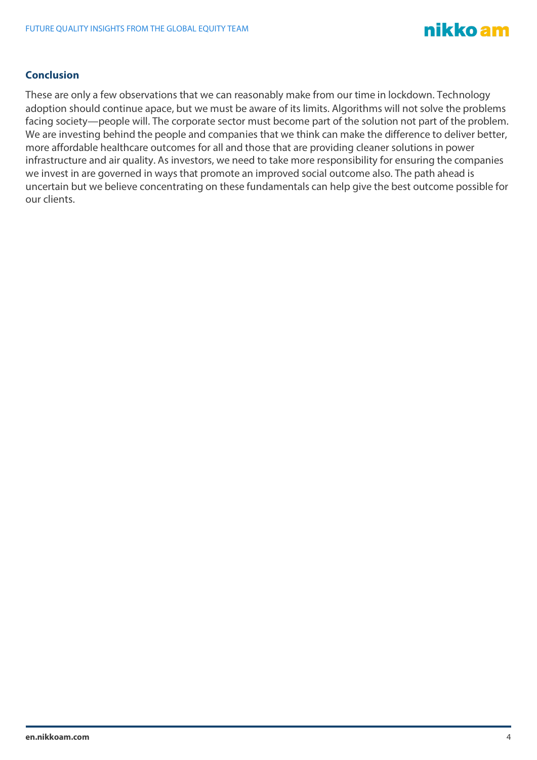## Conclusion

These are only a few observations that we can reasonably make from our time in lockdown. Technology adoption should continue apace, but we must be aware of its limits. Algorithms will not solve the problems facing society—people will. The corporate sector must become part of the solution not part of the problem. We are investing behind the people and companies that we think can make the difference to deliver better, more affordable healthcare outcomes for all and those that are providing cleaner solutions in power infrastructure and air quality. As investors, we need to take more responsibility for ensuring the companies we invest in are governed in ways that promote an improved social outcome also. The path ahead is uncertain but we believe concentrating on these fundamentals can help give the best outcome possible for our clients.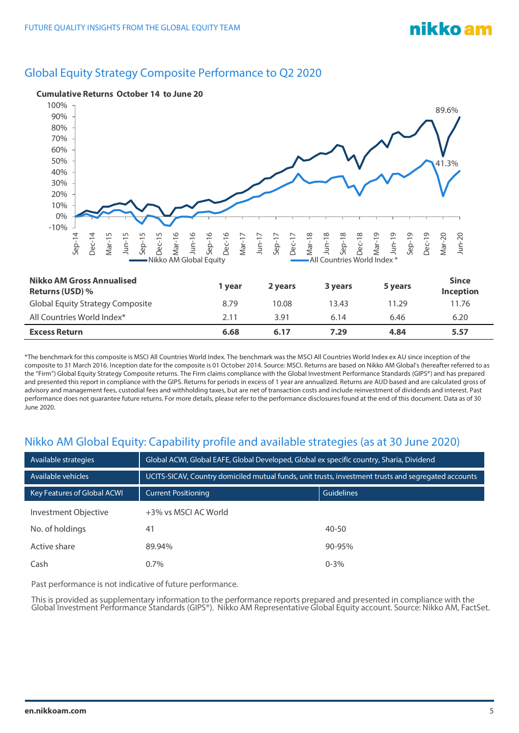## Global Equity Strategy Composite Performance to Q2 2020

**Cumulative Returns October 14 to June 20**

| Nikko AM Gross Annualised Returns (USD) % | 1 year | 2 years | 3 years | 5 years | Since Inception |
|---|---|---|---|---|---|
| Global Equity Strategy Composite | 8.79 | 10.08 | 13.43 | 11.29 | 11.76 |
| All Countries World Index* | 2.11 | 3.91 | 6.14 | 6.46 | 6.20 |
| **Excess Return** | **6.68** | **6.17** | **7.29** | **4.84** | **5.57** |

*The benchmark for this composite is MSCI All Countries World Index. The benchmark was the MSCI All Countries World Index ex AU since inception of the composite to 31 March 2016. Inception date for the composite is 01 October 2014. Source: MSCI. Returns are based on Nikko AM Global's (hereafter referred to as the "Firm") Global Equity Strategy Composite returns. The Firm claims compliance with the Global Investment Performance Standards (GIPS®) and has prepared and presented this report in compliance with the GIPS. Returns for periods in excess of 1 year are annualized. Returns are AUD based and are calculated gross of advisory and management fees, custodial fees and withholding taxes, but are net of transaction costs and include reinvestment of dividends and interest. Past performance does not guarantee future returns. For more details, please refer to the performance disclosures found at the end of this document. Data as of 30 June 2020.

## Nikko AM Global Equity: Capability profile and available strategies (as at 30 June 2020)

| Available strategies | Global ACWI, Global EAFE, Global Developed, Global ex specific country, Sharia, Dividend | |
|---|---|---|
| Available vehicles | UCITS-SICAV, Country domiciled mutual funds, unit trusts, investment trusts and segregated accounts | |
| Key Features of Global ACWI | Current Positioning | Guidelines |
| Investment Objective | +3% vs MSCI AC World | |
| No. of holdings | 41 | 40-50 |
| Active share | 89.94% | 90-95% |
| Cash | 0.7% | 0-3% |

Past performance is not indicative of future performance.

This is provided as supplementary information to the performance reports prepared and presented in compliance with the Global Investment Performance Standards (GIPS®). Nikko AM Representative Global Equity account. Source: Nikko AM, FactSet.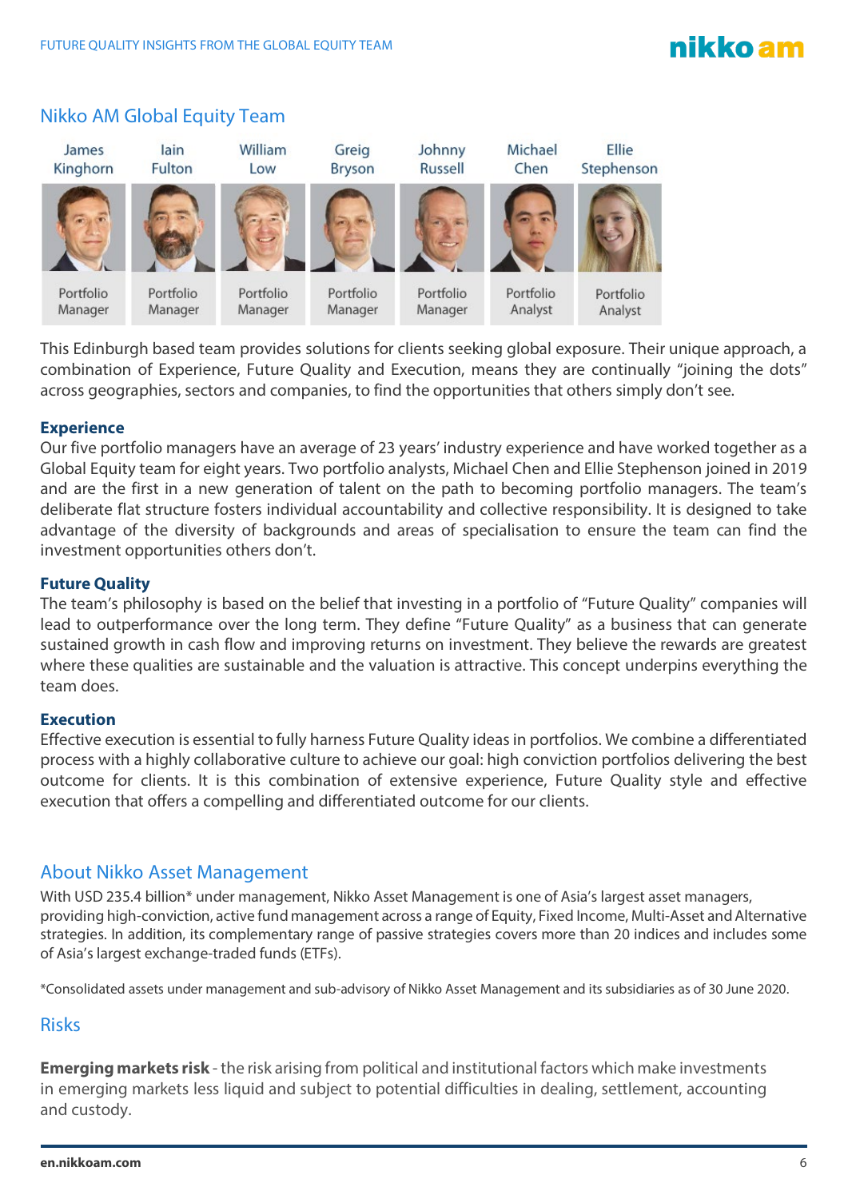## Nikko AM Global Equity Team

| James Kinghorn | Iain Fulton | William Low | Greig Bryson | Johnny Russell | Michael Chen | Ellie Stephenson |
|---|---|---|---|---|---|---|
| Portfolio Manager | Portfolio Manager | Portfolio Manager | Portfolio Manager | Portfolio Manager | Portfolio Analyst | Portfolio Analyst |

This Edinburgh based team provides solutions for clients seeking global exposure. Their unique approach, a combination of Experience, Future Quality and Execution, means they are continually "joining the dots" across geographies, sectors and companies, to find the opportunities that others simply don't see.

**Experience**

Our five portfolio managers have an average of 23 years' industry experience and have worked together as a Global Equity team for eight years. Two portfolio analysts, Michael Chen and Ellie Stephenson joined in 2019 and are the first in a new generation of talent on the path to becoming portfolio managers. The team's deliberate flat structure fosters individual accountability and collective responsibility. It is designed to take advantage of the diversity of backgrounds and areas of specialisation to ensure the team can find the investment opportunities others don't.

**Future Quality**

The team's philosophy is based on the belief that investing in a portfolio of "Future Quality" companies will lead to outperformance over the long term. They define "Future Quality" as a business that can generate sustained growth in cash flow and improving returns on investment. They believe the rewards are greatest where these qualities are sustainable and the valuation is attractive. This concept underpins everything the team does.

**Execution**

Effective execution is essential to fully harness Future Quality ideas in portfolios. We combine a differentiated process with a highly collaborative culture to achieve our goal: high conviction portfolios delivering the best outcome for clients. It is this combination of extensive experience, Future Quality style and effective execution that offers a compelling and differentiated outcome for our clients.

## About Nikko Asset Management

With USD 235.4 billion* under management, Nikko Asset Management is one of Asia's largest asset managers, providing high-conviction, active fund management across a range of Equity, Fixed Income, Multi-Asset and Alternative strategies. In addition, its complementary range of passive strategies covers more than 20 indices and includes some of Asia's largest exchange-traded funds (ETFs).

*Consolidated assets under management and sub-advisory of Nikko Asset Management and its subsidiaries as of 30 June 2020.

## Risks

**Emerging markets risk** - the risk arising from political and institutional factors which make investments in emerging markets less liquid and subject to potential difficulties in dealing, settlement, accounting and custody.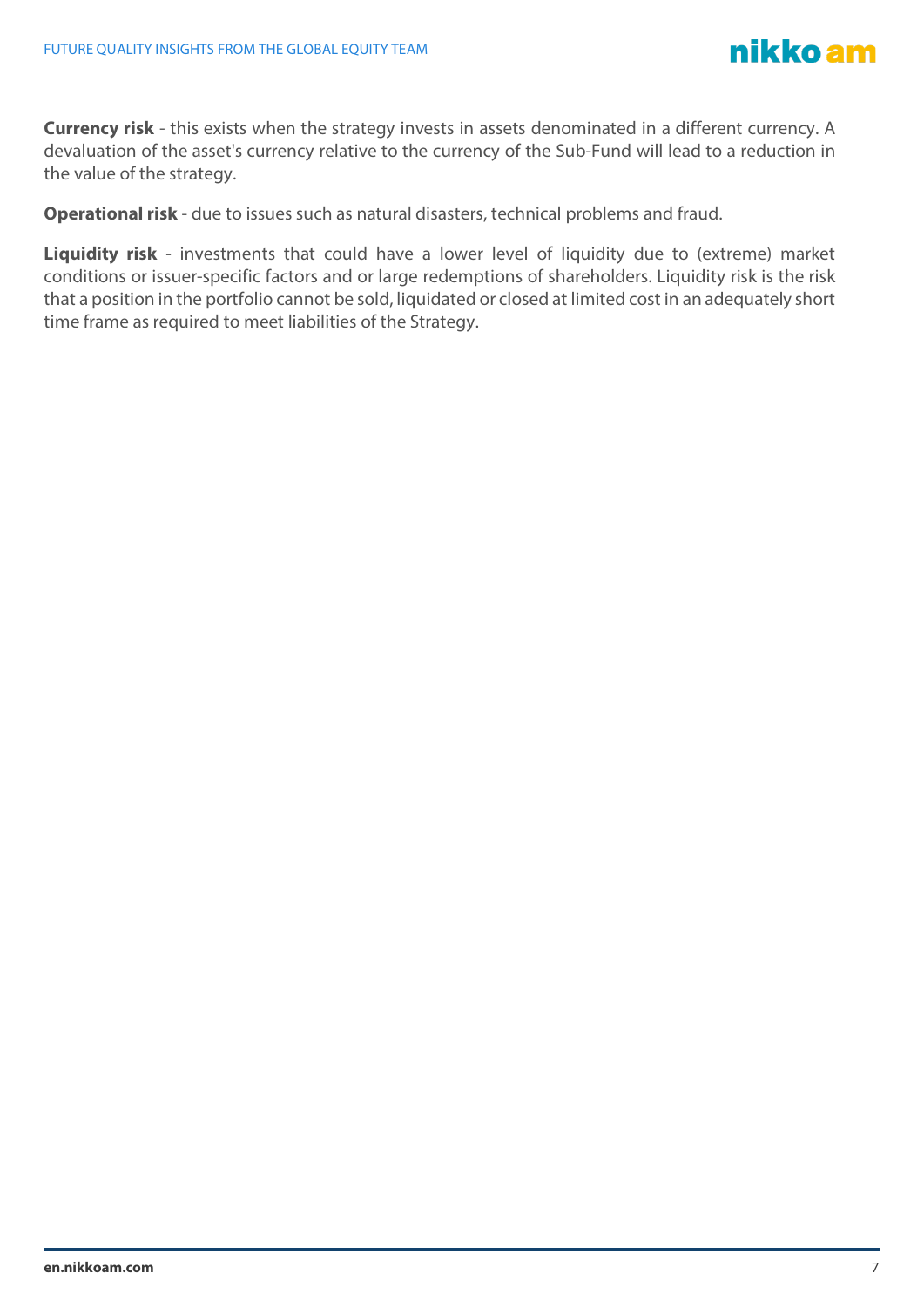**Currency risk** - this exists when the strategy invests in assets denominated in a different currency. A devaluation of the asset's currency relative to the currency of the Sub-Fund will lead to a reduction in the value of the strategy.

**Operational risk** - due to issues such as natural disasters, technical problems and fraud.

**Liquidity risk** - investments that could have a lower level of liquidity due to (extreme) market conditions or issuer-specific factors and or large redemptions of shareholders. Liquidity risk is the risk that a position in the portfolio cannot be sold, liquidated or closed at limited cost in an adequately short time frame as required to meet liabilities of the Strategy.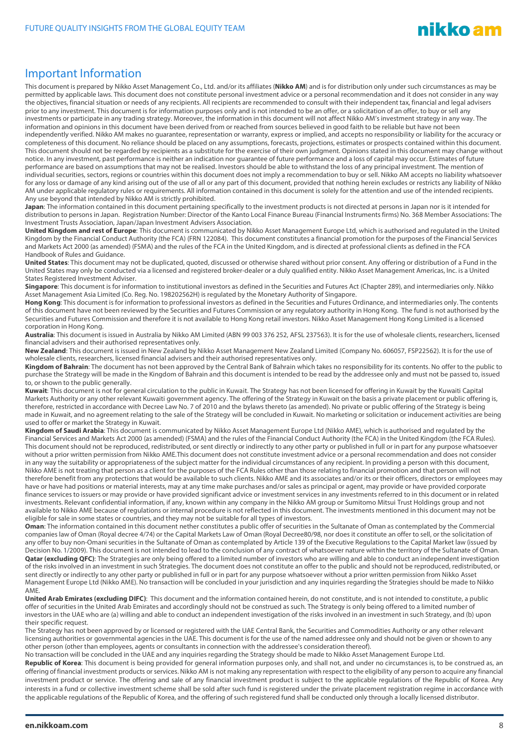## Important Information

This document is prepared by Nikko Asset Management Co., Ltd. and/or its affiliates (**Nikko AM**) and is for distribution only under such circumstances as may be permitted by applicable laws. This document does not constitute personal investment advice or a personal recommendation and it does not consider in any way the objectives, financial situation or needs of any recipients. All recipients are recommended to consult with their independent tax, financial and legal advisers prior to any investment. This document is for information purposes only and is not intended to be an offer, or a solicitation of an offer, to buy or sell any investments or participate in any trading strategy. Moreover, the information in this document will not affect Nikko AM's investment strategy in any way. The information and opinions in this document have been derived from or reached from sources believed in good faith to be reliable but have not been independently verified. Nikko AM makes no guarantee, representation or warranty, express or implied, and accepts no responsibility or liability for the accuracy or completeness of this document. No reliance should be placed on any assumptions, forecasts, projections, estimates or prospects contained within this document. This document should not be regarded by recipients as a substitute for the exercise of their own judgment. Opinions stated in this document may change without notice. In any investment, past performance is neither an indication nor guarantee of future performance and a loss of capital may occur. Estimates of future performance are based on assumptions that may not be realised. Investors should be able to withstand the loss of any principal investment. The mention of individual securities, sectors, regions or countries within this document does not imply a recommendation to buy or sell. Nikko AM accepts no liability whatsoever for any loss or damage of any kind arising out of the use of all or any part of this document, provided that nothing herein excludes or restricts any liability of Nikko AM under applicable regulatory rules or requirements. All information contained in this document is solely for the attention and use of the intended recipients. Any use beyond that intended by Nikko AM is strictly prohibited.

**Japan**: The information contained in this document pertaining specifically to the investment products is not directed at persons in Japan nor is it intended for distribution to persons in Japan. Registration Number: Director of the Kanto Local Finance Bureau (Financial Instruments firms) No. 368 Member Associations: The Investment Trusts Association, Japan/Japan Investment Advisers Association.

**United Kingdom and rest of Europe**: This document is communicated by Nikko Asset Management Europe Ltd, which is authorised and regulated in the United Kingdom by the Financial Conduct Authority (the FCA) (FRN 122084). This document constitutes a financial promotion for the purposes of the Financial Services and Markets Act 2000 (as amended) (FSMA) and the rules of the FCA in the United Kingdom, and is directed at professional clients as defined in the FCA Handbook of Rules and Guidance.

**United States**: This document may not be duplicated, quoted, discussed or otherwise shared without prior consent. Any offering or distribution of a Fund in the United States may only be conducted via a licensed and registered broker-dealer or a duly qualified entity. Nikko Asset Management Americas, Inc. is a United States Registered Investment Adviser.

**Singapore**: This document is for information to institutional investors as defined in the Securities and Futures Act (Chapter 289), and intermediaries only. Nikko Asset Management Asia Limited (Co. Reg. No. 198202562H) is regulated by the Monetary Authority of Singapore.

**Hong Kong**: This document is for information to professional investors as defined in the Securities and Futures Ordinance, and intermediaries only. The contents of this document have not been reviewed by the Securities and Futures Commission or any regulatory authority in Hong Kong. The fund is not authorised by the Securities and Futures Commission and therefore it is not available to Hong Kong retail investors. Nikko Asset Management Hong Kong Limited is a licensed corporation in Hong Kong.

**Australia**: This document is issued in Australia by Nikko AM Limited (ABN 99 003 376 252, AFSL 237563). It is for the use of wholesale clients, researchers, licensed financial advisers and their authorised representatives only.

**New Zealand**: This document is issued in New Zealand by Nikko Asset Management New Zealand Limited (Company No. 606057, FSP22562). It is for the use of wholesale clients, researchers, licensed financial advisers and their authorised representatives only.

**Kingdom of Bahrain**: The document has not been approved by the Central Bank of Bahrain which takes no responsibility for its contents. No offer to the public to purchase the Strategy will be made in the Kingdom of Bahrain and this document is intended to be read by the addressee only and must not be passed to, issued to, or shown to the public generally.

**Kuwait**: This document is not for general circulation to the public in Kuwait. The Strategy has not been licensed for offering in Kuwait by the Kuwaiti Capital Markets Authority or any other relevant Kuwaiti government agency. The offering of the Strategy in Kuwait on the basis a private placement or public offering is, therefore, restricted in accordance with Decree Law No. 7 of 2010 and the bylaws thereto (as amended). No private or public offering of the Strategy is being made in Kuwait, and no agreement relating to the sale of the Strategy will be concluded in Kuwait. No marketing or solicitation or inducement activities are being used to offer or market the Strategy in Kuwait.

**Kingdom of Saudi Arabia**: This document is communicated by Nikko Asset Management Europe Ltd (Nikko AME), which is authorised and regulated by the Financial Services and Markets Act 2000 (as amended) (FSMA) and the rules of the Financial Conduct Authority (the FCA) in the United Kingdom (the FCA Rules). This document should not be reproduced, redistributed, or sent directly or indirectly to any other party or published in full or in part for any purpose whatsoever without a prior written permission from Nikko AME.This document does not constitute investment advice or a personal recommendation and does not consider in any way the suitability or appropriateness of the subject matter for the individual circumstances of any recipient. In providing a person with this document, Nikko AME is not treating that person as a client for the purposes of the FCA Rules other than those relating to financial promotion and that person will not therefore benefit from any protections that would be available to such clients. Nikko AME and its associates and/or its or their officers, directors or employees may have or have had positions or material interests, may at any time make purchases and/or sales as principal or agent, may provide or have provided corporate finance services to issuers or may provide or have provided significant advice or investment services in any investments referred to in this document or in related investments. Relevant confidential information, if any, known within any company in the Nikko AM group or Sumitomo Mitsui Trust Holdings group and not available to Nikko AME because of regulations or internal procedure is not reflected in this document. The investments mentioned in this document may not be eligible for sale in some states or countries, and they may not be suitable for all types of investors.

**Oman**: The information contained in this document nether constitutes a public offer of securities in the Sultanate of Oman as contemplated by the Commercial companies law of Oman (Royal decree 4/74) or the Capital Markets Law of Oman (Royal Decree80/98, nor does it constitute an offer to sell, or the solicitation of any offer to buy non-Omani securities in the Sultanate of Oman as contemplated by Article 139 of the Executive Regulations to the Capital Market law (issued by Decision No. 1/2009). This document is not intended to lead to the conclusion of any contract of whatsoever nature within the territory of the Sultanate of Oman.

**Qatar (excluding QFC)**: The Strategies are only being offered to a limited number of investors who are willing and able to conduct an independent investigation of the risks involved in an investment in such Strategies. The document does not constitute an offer to the public and should not be reproduced, redistributed, or sent directly or indirectly to any other party or published in full or in part for any purpose whatsoever without a prior written permission from Nikko Asset Management Europe Ltd (Nikko AME). No transaction will be concluded in your jurisdiction and any inquiries regarding the Strategies should be made to Nikko AME.

**United Arab Emirates (excluding DIFC)**: This document and the information contained herein, do not constitute, and is not intended to constitute, a public offer of securities in the United Arab Emirates and accordingly should not be construed as such. The Strategy is only being offered to a limited number of investors in the UAE who are (a) willing and able to conduct an independent investigation of the risks involved in an investment in such Strategy, and (b) upon their specific request.

The Strategy has not been approved by or licensed or registered with the UAE Central Bank, the Securities and Commodities Authority or any other relevant licensing authorities or governmental agencies in the UAE. This document is for the use of the named addressee only and should not be given or shown to any other person (other than employees, agents or consultants in connection with the addressee's consideration thereof).

No transaction will be concluded in the UAE and any inquiries regarding the Strategy should be made to Nikko Asset Management Europe Ltd.

**Republic of Korea**: This document is being provided for general information purposes only, and shall not, and under no circumstances is, to be construed as, an offering of financial investment products or services. Nikko AM is not making any representation with respect to the eligibility of any person to acquire any financial investment product or service. The offering and sale of any financial investment product is subject to the applicable regulations of the Republic of Korea. Any interests in a fund or collective investment scheme shall be sold after such fund is registered under the private placement registration regime in accordance with the applicable regulations of the Republic of Korea, and the offering of such registered fund shall be conducted only through a locally licensed distributor.